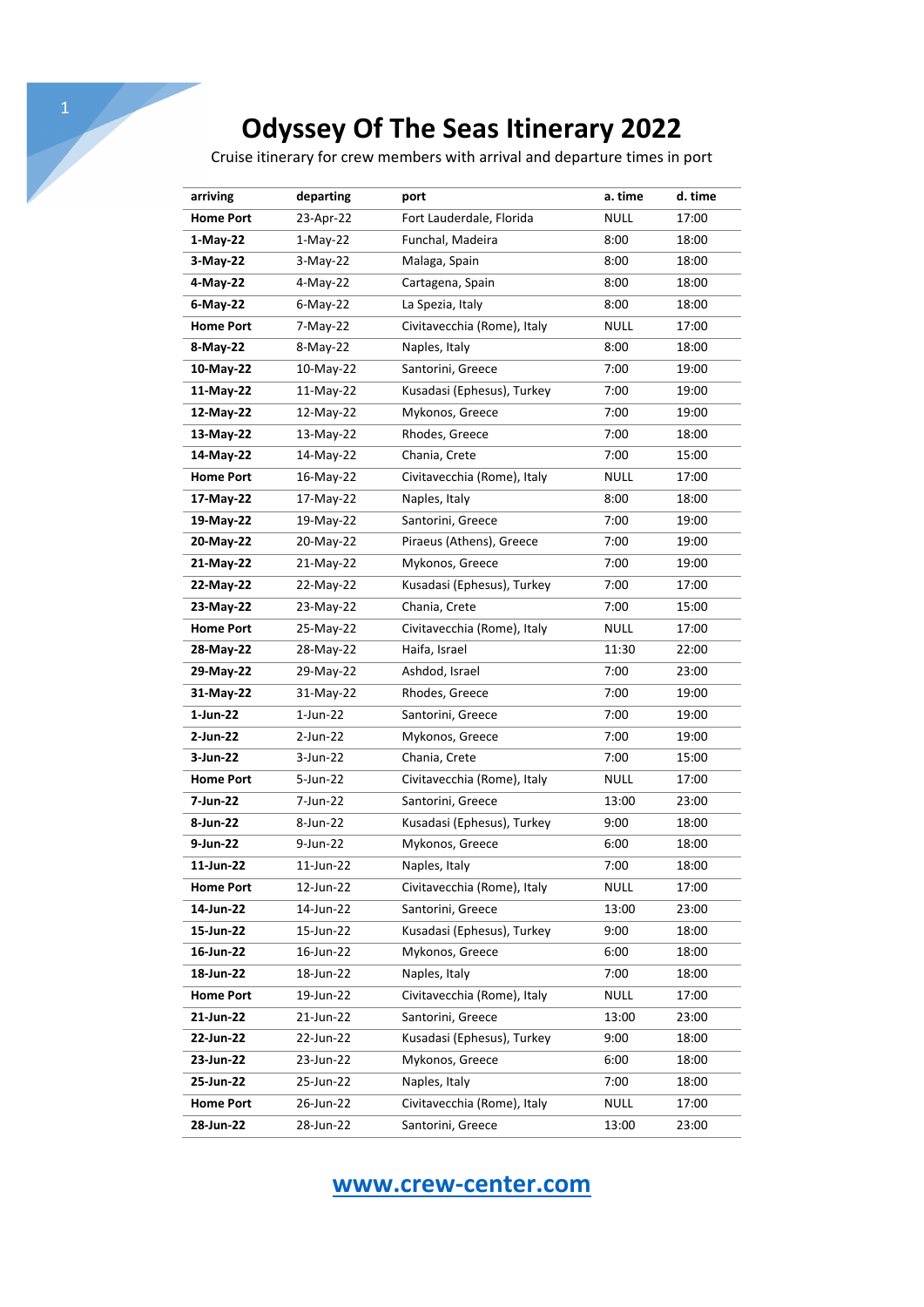# Odyssey Of The Seas Itinerary 2022

Cruise itinerary for crew members with arrival and departure times in port

| arriving | departing | port | a. time | d. time |
|---|---|---|---|---|
| **Home Port** | 23-Apr-22 | Fort Lauderdale, Florida | NULL | 17:00 |
| **1-May-22** | 1-May-22 | Funchal, Madeira | 8:00 | 18:00 |
| **3-May-22** | 3-May-22 | Malaga, Spain | 8:00 | 18:00 |
| **4-May-22** | 4-May-22 | Cartagena, Spain | 8:00 | 18:00 |
| **6-May-22** | 6-May-22 | La Spezia, Italy | 8:00 | 18:00 |
| **Home Port** | 7-May-22 | Civitavecchia (Rome), Italy | NULL | 17:00 |
| **8-May-22** | 8-May-22 | Naples, Italy | 8:00 | 18:00 |
| **10-May-22** | 10-May-22 | Santorini, Greece | 7:00 | 19:00 |
| **11-May-22** | 11-May-22 | Kusadasi (Ephesus), Turkey | 7:00 | 19:00 |
| **12-May-22** | 12-May-22 | Mykonos, Greece | 7:00 | 19:00 |
| **13-May-22** | 13-May-22 | Rhodes, Greece | 7:00 | 18:00 |
| **14-May-22** | 14-May-22 | Chania, Crete | 7:00 | 15:00 |
| **Home Port** | 16-May-22 | Civitavecchia (Rome), Italy | NULL | 17:00 |
| **17-May-22** | 17-May-22 | Naples, Italy | 8:00 | 18:00 |
| **19-May-22** | 19-May-22 | Santorini, Greece | 7:00 | 19:00 |
| **20-May-22** | 20-May-22 | Piraeus (Athens), Greece | 7:00 | 19:00 |
| **21-May-22** | 21-May-22 | Mykonos, Greece | 7:00 | 19:00 |
| **22-May-22** | 22-May-22 | Kusadasi (Ephesus), Turkey | 7:00 | 17:00 |
| **23-May-22** | 23-May-22 | Chania, Crete | 7:00 | 15:00 |
| **Home Port** | 25-May-22 | Civitavecchia (Rome), Italy | NULL | 17:00 |
| **28-May-22** | 28-May-22 | Haifa, Israel | 11:30 | 22:00 |
| **29-May-22** | 29-May-22 | Ashdod, Israel | 7:00 | 23:00 |
| **31-May-22** | 31-May-22 | Rhodes, Greece | 7:00 | 19:00 |
| **1-Jun-22** | 1-Jun-22 | Santorini, Greece | 7:00 | 19:00 |
| **2-Jun-22** | 2-Jun-22 | Mykonos, Greece | 7:00 | 19:00 |
| **3-Jun-22** | 3-Jun-22 | Chania, Crete | 7:00 | 15:00 |
| **Home Port** | 5-Jun-22 | Civitavecchia (Rome), Italy | NULL | 17:00 |
| **7-Jun-22** | 7-Jun-22 | Santorini, Greece | 13:00 | 23:00 |
| **8-Jun-22** | 8-Jun-22 | Kusadasi (Ephesus), Turkey | 9:00 | 18:00 |
| **9-Jun-22** | 9-Jun-22 | Mykonos, Greece | 6:00 | 18:00 |
| **11-Jun-22** | 11-Jun-22 | Naples, Italy | 7:00 | 18:00 |
| **Home Port** | 12-Jun-22 | Civitavecchia (Rome), Italy | NULL | 17:00 |
| **14-Jun-22** | 14-Jun-22 | Santorini, Greece | 13:00 | 23:00 |
| **15-Jun-22** | 15-Jun-22 | Kusadasi (Ephesus), Turkey | 9:00 | 18:00 |
| **16-Jun-22** | 16-Jun-22 | Mykonos, Greece | 6:00 | 18:00 |
| **18-Jun-22** | 18-Jun-22 | Naples, Italy | 7:00 | 18:00 |
| **Home Port** | 19-Jun-22 | Civitavecchia (Rome), Italy | NULL | 17:00 |
| **21-Jun-22** | 21-Jun-22 | Santorini, Greece | 13:00 | 23:00 |
| **22-Jun-22** | 22-Jun-22 | Kusadasi (Ephesus), Turkey | 9:00 | 18:00 |
| **23-Jun-22** | 23-Jun-22 | Mykonos, Greece | 6:00 | 18:00 |
| **25-Jun-22** | 25-Jun-22 | Naples, Italy | 7:00 | 18:00 |
| **Home Port** | 26-Jun-22 | Civitavecchia (Rome), Italy | NULL | 17:00 |
| **28-Jun-22** | 28-Jun-22 | Santorini, Greece | 13:00 | 23:00 |

[www.crew-center.com](http://www.crew-center.com)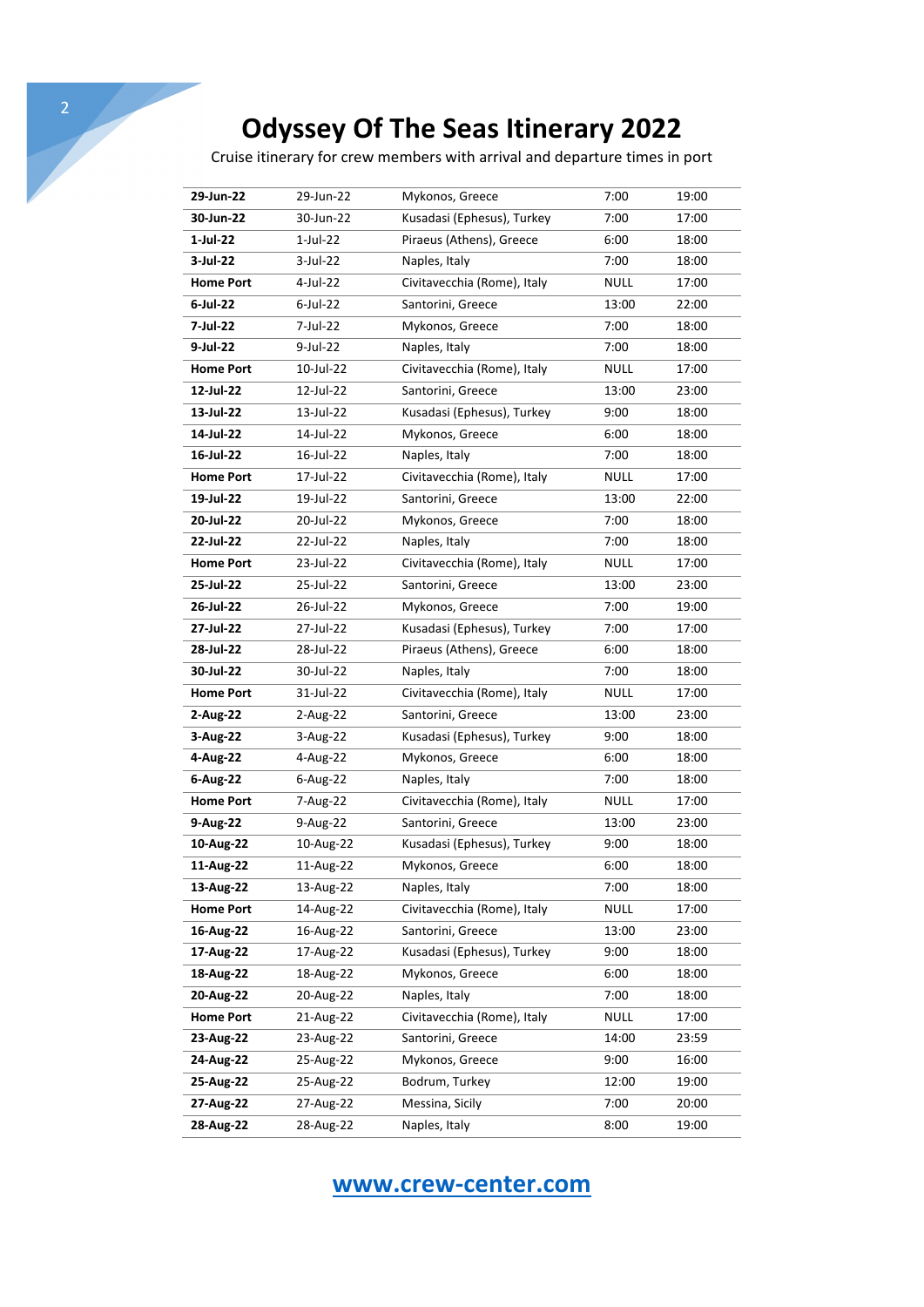# Odyssey Of The Seas Itinerary 2022

Cruise itinerary for crew members with arrival and departure times in port

| | | | | |
|---|---|---|---|---|
| **29-Jun-22** | 29-Jun-22 | Mykonos, Greece | 7:00 | 19:00 |
| **30-Jun-22** | 30-Jun-22 | Kusadasi (Ephesus), Turkey | 7:00 | 17:00 |
| **1-Jul-22** | 1-Jul-22 | Piraeus (Athens), Greece | 6:00 | 18:00 |
| **3-Jul-22** | 3-Jul-22 | Naples, Italy | 7:00 | 18:00 |
| **Home Port** | 4-Jul-22 | Civitavecchia (Rome), Italy | NULL | 17:00 |
| **6-Jul-22** | 6-Jul-22 | Santorini, Greece | 13:00 | 22:00 |
| **7-Jul-22** | 7-Jul-22 | Mykonos, Greece | 7:00 | 18:00 |
| **9-Jul-22** | 9-Jul-22 | Naples, Italy | 7:00 | 18:00 |
| **Home Port** | 10-Jul-22 | Civitavecchia (Rome), Italy | NULL | 17:00 |
| **12-Jul-22** | 12-Jul-22 | Santorini, Greece | 13:00 | 23:00 |
| **13-Jul-22** | 13-Jul-22 | Kusadasi (Ephesus), Turkey | 9:00 | 18:00 |
| **14-Jul-22** | 14-Jul-22 | Mykonos, Greece | 6:00 | 18:00 |
| **16-Jul-22** | 16-Jul-22 | Naples, Italy | 7:00 | 18:00 |
| **Home Port** | 17-Jul-22 | Civitavecchia (Rome), Italy | NULL | 17:00 |
| **19-Jul-22** | 19-Jul-22 | Santorini, Greece | 13:00 | 22:00 |
| **20-Jul-22** | 20-Jul-22 | Mykonos, Greece | 7:00 | 18:00 |
| **22-Jul-22** | 22-Jul-22 | Naples, Italy | 7:00 | 18:00 |
| **Home Port** | 23-Jul-22 | Civitavecchia (Rome), Italy | NULL | 17:00 |
| **25-Jul-22** | 25-Jul-22 | Santorini, Greece | 13:00 | 23:00 |
| **26-Jul-22** | 26-Jul-22 | Mykonos, Greece | 7:00 | 19:00 |
| **27-Jul-22** | 27-Jul-22 | Kusadasi (Ephesus), Turkey | 7:00 | 17:00 |
| **28-Jul-22** | 28-Jul-22 | Piraeus (Athens), Greece | 6:00 | 18:00 |
| **30-Jul-22** | 30-Jul-22 | Naples, Italy | 7:00 | 18:00 |
| **Home Port** | 31-Jul-22 | Civitavecchia (Rome), Italy | NULL | 17:00 |
| **2-Aug-22** | 2-Aug-22 | Santorini, Greece | 13:00 | 23:00 |
| **3-Aug-22** | 3-Aug-22 | Kusadasi (Ephesus), Turkey | 9:00 | 18:00 |
| **4-Aug-22** | 4-Aug-22 | Mykonos, Greece | 6:00 | 18:00 |
| **6-Aug-22** | 6-Aug-22 | Naples, Italy | 7:00 | 18:00 |
| **Home Port** | 7-Aug-22 | Civitavecchia (Rome), Italy | NULL | 17:00 |
| **9-Aug-22** | 9-Aug-22 | Santorini, Greece | 13:00 | 23:00 |
| **10-Aug-22** | 10-Aug-22 | Kusadasi (Ephesus), Turkey | 9:00 | 18:00 |
| **11-Aug-22** | 11-Aug-22 | Mykonos, Greece | 6:00 | 18:00 |
| **13-Aug-22** | 13-Aug-22 | Naples, Italy | 7:00 | 18:00 |
| **Home Port** | 14-Aug-22 | Civitavecchia (Rome), Italy | NULL | 17:00 |
| **16-Aug-22** | 16-Aug-22 | Santorini, Greece | 13:00 | 23:00 |
| **17-Aug-22** | 17-Aug-22 | Kusadasi (Ephesus), Turkey | 9:00 | 18:00 |
| **18-Aug-22** | 18-Aug-22 | Mykonos, Greece | 6:00 | 18:00 |
| **20-Aug-22** | 20-Aug-22 | Naples, Italy | 7:00 | 18:00 |
| **Home Port** | 21-Aug-22 | Civitavecchia (Rome), Italy | NULL | 17:00 |
| **23-Aug-22** | 23-Aug-22 | Santorini, Greece | 14:00 | 23:59 |
| **24-Aug-22** | 25-Aug-22 | Mykonos, Greece | 9:00 | 16:00 |
| **25-Aug-22** | 25-Aug-22 | Bodrum, Turkey | 12:00 | 19:00 |
| **27-Aug-22** | 27-Aug-22 | Messina, Sicily | 7:00 | 20:00 |
| **28-Aug-22** | 28-Aug-22 | Naples, Italy | 8:00 | 19:00 |

www.crew-center.com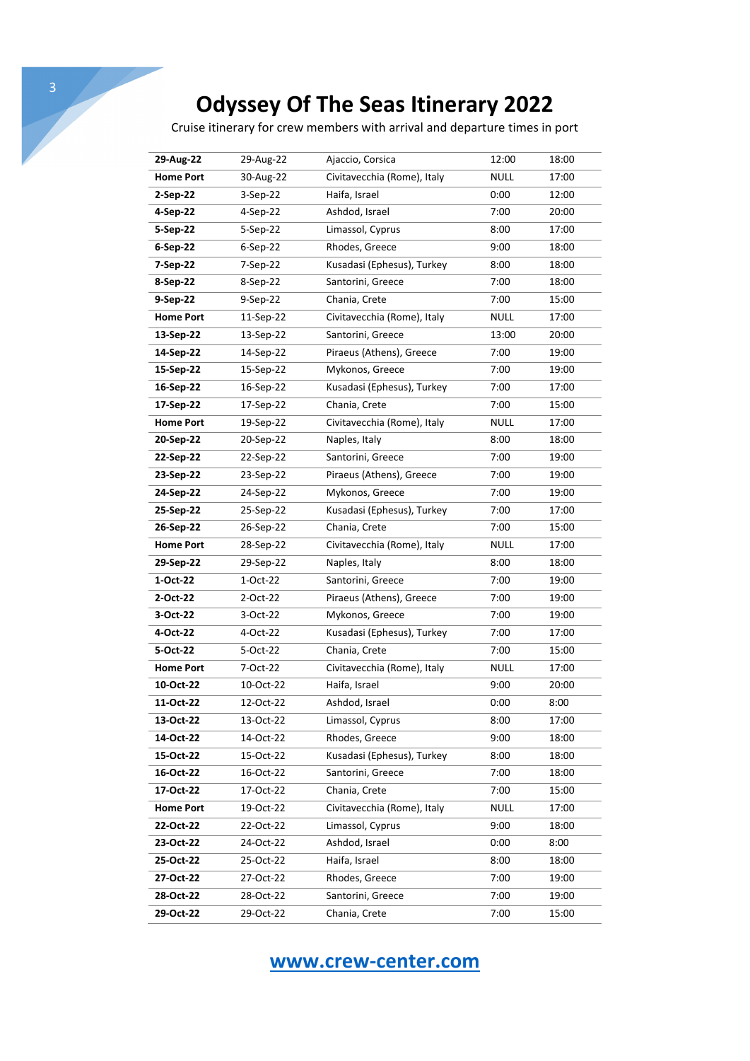# Odyssey Of The Seas Itinerary 2022

Cruise itinerary for crew members with arrival and departure times in port

| | | | | |
|---|---|---|---|---|
| **29-Aug-22** | 29-Aug-22 | Ajaccio, Corsica | 12:00 | 18:00 |
| **Home Port** | 30-Aug-22 | Civitavecchia (Rome), Italy | NULL | 17:00 |
| **2-Sep-22** | 3-Sep-22 | Haifa, Israel | 0:00 | 12:00 |
| **4-Sep-22** | 4-Sep-22 | Ashdod, Israel | 7:00 | 20:00 |
| **5-Sep-22** | 5-Sep-22 | Limassol, Cyprus | 8:00 | 17:00 |
| **6-Sep-22** | 6-Sep-22 | Rhodes, Greece | 9:00 | 18:00 |
| **7-Sep-22** | 7-Sep-22 | Kusadasi (Ephesus), Turkey | 8:00 | 18:00 |
| **8-Sep-22** | 8-Sep-22 | Santorini, Greece | 7:00 | 18:00 |
| **9-Sep-22** | 9-Sep-22 | Chania, Crete | 7:00 | 15:00 |
| **Home Port** | 11-Sep-22 | Civitavecchia (Rome), Italy | NULL | 17:00 |
| **13-Sep-22** | 13-Sep-22 | Santorini, Greece | 13:00 | 20:00 |
| **14-Sep-22** | 14-Sep-22 | Piraeus (Athens), Greece | 7:00 | 19:00 |
| **15-Sep-22** | 15-Sep-22 | Mykonos, Greece | 7:00 | 19:00 |
| **16-Sep-22** | 16-Sep-22 | Kusadasi (Ephesus), Turkey | 7:00 | 17:00 |
| **17-Sep-22** | 17-Sep-22 | Chania, Crete | 7:00 | 15:00 |
| **Home Port** | 19-Sep-22 | Civitavecchia (Rome), Italy | NULL | 17:00 |
| **20-Sep-22** | 20-Sep-22 | Naples, Italy | 8:00 | 18:00 |
| **22-Sep-22** | 22-Sep-22 | Santorini, Greece | 7:00 | 19:00 |
| **23-Sep-22** | 23-Sep-22 | Piraeus (Athens), Greece | 7:00 | 19:00 |
| **24-Sep-22** | 24-Sep-22 | Mykonos, Greece | 7:00 | 19:00 |
| **25-Sep-22** | 25-Sep-22 | Kusadasi (Ephesus), Turkey | 7:00 | 17:00 |
| **26-Sep-22** | 26-Sep-22 | Chania, Crete | 7:00 | 15:00 |
| **Home Port** | 28-Sep-22 | Civitavecchia (Rome), Italy | NULL | 17:00 |
| **29-Sep-22** | 29-Sep-22 | Naples, Italy | 8:00 | 18:00 |
| **1-Oct-22** | 1-Oct-22 | Santorini, Greece | 7:00 | 19:00 |
| **2-Oct-22** | 2-Oct-22 | Piraeus (Athens), Greece | 7:00 | 19:00 |
| **3-Oct-22** | 3-Oct-22 | Mykonos, Greece | 7:00 | 19:00 |
| **4-Oct-22** | 4-Oct-22 | Kusadasi (Ephesus), Turkey | 7:00 | 17:00 |
| **5-Oct-22** | 5-Oct-22 | Chania, Crete | 7:00 | 15:00 |
| **Home Port** | 7-Oct-22 | Civitavecchia (Rome), Italy | NULL | 17:00 |
| **10-Oct-22** | 10-Oct-22 | Haifa, Israel | 9:00 | 20:00 |
| **11-Oct-22** | 12-Oct-22 | Ashdod, Israel | 0:00 | 8:00 |
| **13-Oct-22** | 13-Oct-22 | Limassol, Cyprus | 8:00 | 17:00 |
| **14-Oct-22** | 14-Oct-22 | Rhodes, Greece | 9:00 | 18:00 |
| **15-Oct-22** | 15-Oct-22 | Kusadasi (Ephesus), Turkey | 8:00 | 18:00 |
| **16-Oct-22** | 16-Oct-22 | Santorini, Greece | 7:00 | 18:00 |
| **17-Oct-22** | 17-Oct-22 | Chania, Crete | 7:00 | 15:00 |
| **Home Port** | 19-Oct-22 | Civitavecchia (Rome), Italy | NULL | 17:00 |
| **22-Oct-22** | 22-Oct-22 | Limassol, Cyprus | 9:00 | 18:00 |
| **23-Oct-22** | 24-Oct-22 | Ashdod, Israel | 0:00 | 8:00 |
| **25-Oct-22** | 25-Oct-22 | Haifa, Israel | 8:00 | 18:00 |
| **27-Oct-22** | 27-Oct-22 | Rhodes, Greece | 7:00 | 19:00 |
| **28-Oct-22** | 28-Oct-22 | Santorini, Greece | 7:00 | 19:00 |
| **29-Oct-22** | 29-Oct-22 | Chania, Crete | 7:00 | 15:00 |

[www.crew-center.com](http://www.crew-center.com)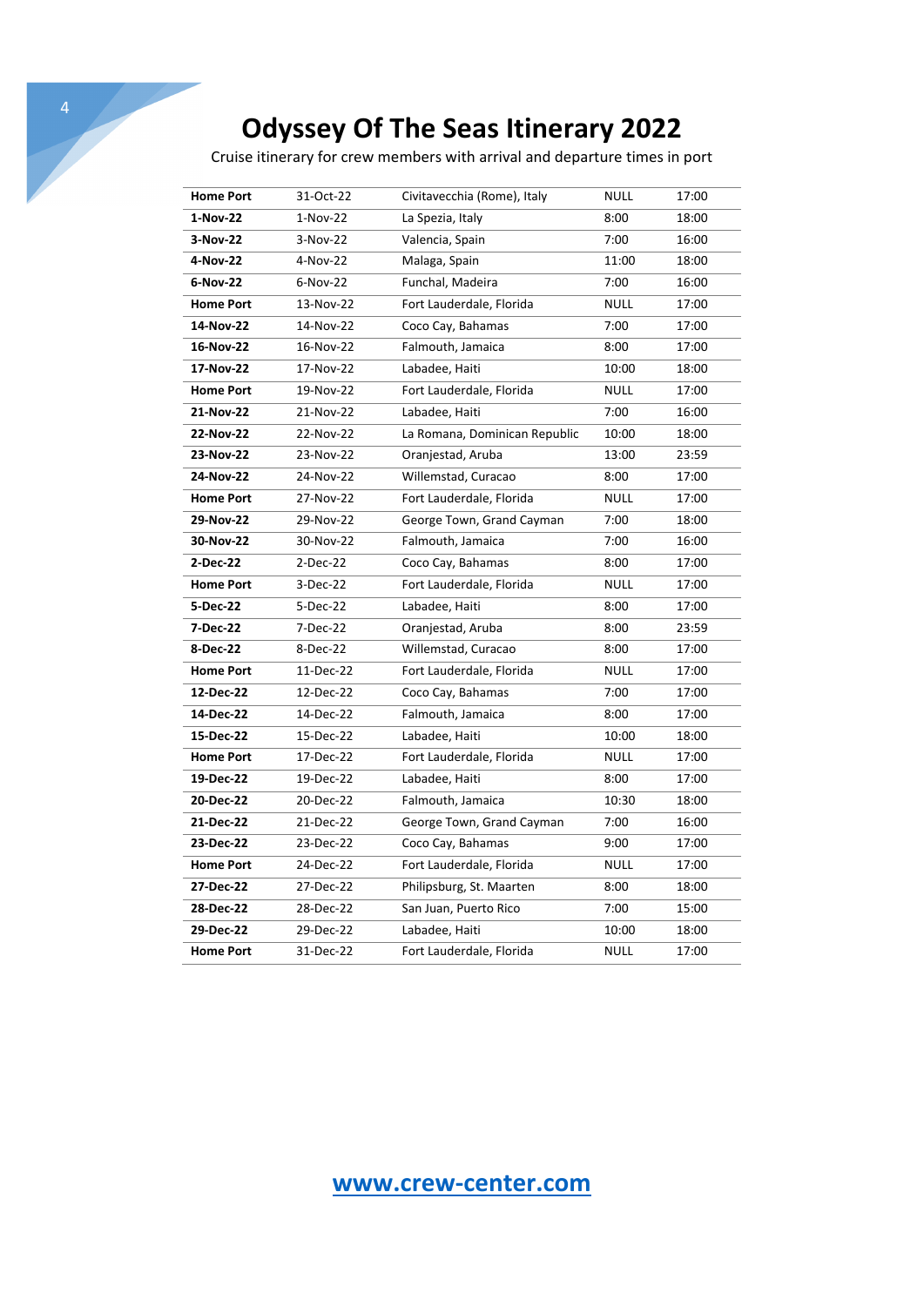# Odyssey Of The Seas Itinerary 2022

Cruise itinerary for crew members with arrival and departure times in port

| | | | | |
|---|---|---|---|---|
| **Home Port** | 31-Oct-22 | Civitavecchia (Rome), Italy | NULL | 17:00 |
| **1-Nov-22** | 1-Nov-22 | La Spezia, Italy | 8:00 | 18:00 |
| **3-Nov-22** | 3-Nov-22 | Valencia, Spain | 7:00 | 16:00 |
| **4-Nov-22** | 4-Nov-22 | Malaga, Spain | 11:00 | 18:00 |
| **6-Nov-22** | 6-Nov-22 | Funchal, Madeira | 7:00 | 16:00 |
| **Home Port** | 13-Nov-22 | Fort Lauderdale, Florida | NULL | 17:00 |
| **14-Nov-22** | 14-Nov-22 | Coco Cay, Bahamas | 7:00 | 17:00 |
| **16-Nov-22** | 16-Nov-22 | Falmouth, Jamaica | 8:00 | 17:00 |
| **17-Nov-22** | 17-Nov-22 | Labadee, Haiti | 10:00 | 18:00 |
| **Home Port** | 19-Nov-22 | Fort Lauderdale, Florida | NULL | 17:00 |
| **21-Nov-22** | 21-Nov-22 | Labadee, Haiti | 7:00 | 16:00 |
| **22-Nov-22** | 22-Nov-22 | La Romana, Dominican Republic | 10:00 | 18:00 |
| **23-Nov-22** | 23-Nov-22 | Oranjestad, Aruba | 13:00 | 23:59 |
| **24-Nov-22** | 24-Nov-22 | Willemstad, Curacao | 8:00 | 17:00 |
| **Home Port** | 27-Nov-22 | Fort Lauderdale, Florida | NULL | 17:00 |
| **29-Nov-22** | 29-Nov-22 | George Town, Grand Cayman | 7:00 | 18:00 |
| **30-Nov-22** | 30-Nov-22 | Falmouth, Jamaica | 7:00 | 16:00 |
| **2-Dec-22** | 2-Dec-22 | Coco Cay, Bahamas | 8:00 | 17:00 |
| **Home Port** | 3-Dec-22 | Fort Lauderdale, Florida | NULL | 17:00 |
| **5-Dec-22** | 5-Dec-22 | Labadee, Haiti | 8:00 | 17:00 |
| **7-Dec-22** | 7-Dec-22 | Oranjestad, Aruba | 8:00 | 23:59 |
| **8-Dec-22** | 8-Dec-22 | Willemstad, Curacao | 8:00 | 17:00 |
| **Home Port** | 11-Dec-22 | Fort Lauderdale, Florida | NULL | 17:00 |
| **12-Dec-22** | 12-Dec-22 | Coco Cay, Bahamas | 7:00 | 17:00 |
| **14-Dec-22** | 14-Dec-22 | Falmouth, Jamaica | 8:00 | 17:00 |
| **15-Dec-22** | 15-Dec-22 | Labadee, Haiti | 10:00 | 18:00 |
| **Home Port** | 17-Dec-22 | Fort Lauderdale, Florida | NULL | 17:00 |
| **19-Dec-22** | 19-Dec-22 | Labadee, Haiti | 8:00 | 17:00 |
| **20-Dec-22** | 20-Dec-22 | Falmouth, Jamaica | 10:30 | 18:00 |
| **21-Dec-22** | 21-Dec-22 | George Town, Grand Cayman | 7:00 | 16:00 |
| **23-Dec-22** | 23-Dec-22 | Coco Cay, Bahamas | 9:00 | 17:00 |
| **Home Port** | 24-Dec-22 | Fort Lauderdale, Florida | NULL | 17:00 |
| **27-Dec-22** | 27-Dec-22 | Philipsburg, St. Maarten | 8:00 | 18:00 |
| **28-Dec-22** | 28-Dec-22 | San Juan, Puerto Rico | 7:00 | 15:00 |
| **29-Dec-22** | 29-Dec-22 | Labadee, Haiti | 10:00 | 18:00 |
| **Home Port** | 31-Dec-22 | Fort Lauderdale, Florida | NULL | 17:00 |

www.crew-center.com